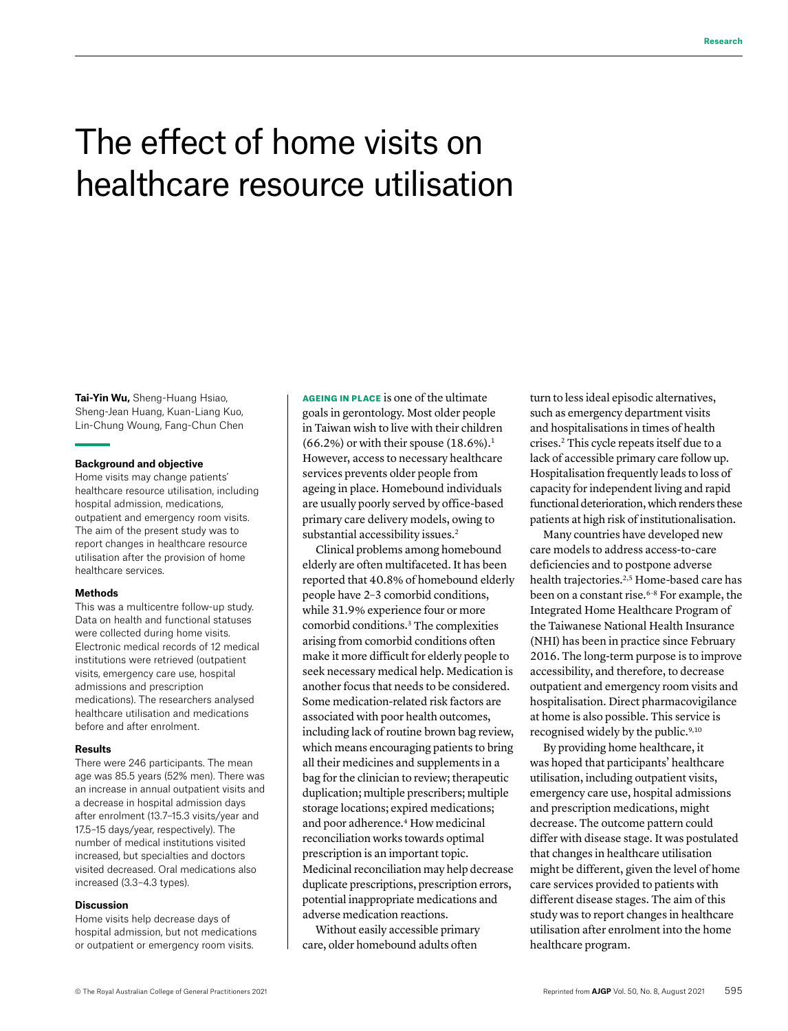# The effect of home visits on healthcare resource utilisation

**Tai-Yin Wu,** Sheng-Huang Hsiao, Sheng-Jean Huang, Kuan-Liang Kuo, Lin-Chung Woung, Fang-Chun Chen

### Background and objective

Home visits may change patients' healthcare resource utilisation, including hospital admission, medications, outpatient and emergency room visits. The aim of the present study was to report changes in healthcare resource utilisation after the provision of home healthcare services.

### Methods

This was a multicentre follow-up study. Data on health and functional statuses were collected during home visits. Electronic medical records of 12 medical institutions were retrieved (outpatient visits, emergency care use, hospital admissions and prescription medications). The researchers analysed healthcare utilisation and medications before and after enrolment.

### Results

There were 246 participants. The mean age was 85.5 years (52% men). There was an increase in annual outpatient visits and a decrease in hospital admission days after enrolment (13.7–15.3 visits/year and 17.5–15 days/year, respectively). The number of medical institutions visited increased, but specialties and doctors visited decreased. Oral medications also increased (3.3–4.3 types).

### Discussion

Home visits help decrease days of hospital admission, but not medications or outpatient or emergency room visits.

**AGEING IN PLACE** is one of the ultimate goals in gerontology. Most older people in Taiwan wish to live with their children (66.2%) or with their spouse (18.6%).[1] However, access to necessary healthcare services prevents older people from ageing in place. Homebound individuals are usually poorly served by office-based primary care delivery models, owing to substantial accessibility issues.[2]

Clinical problems among homebound elderly are often multifaceted. It has been reported that 40.8% of homebound elderly people have 2–3 comorbid conditions, while 31.9% experience four or more comorbid conditions.[3] The complexities arising from comorbid conditions often make it more difficult for elderly people to seek necessary medical help. Medication is another focus that needs to be considered. Some medication-related risk factors are associated with poor health outcomes, including lack of routine brown bag review, which means encouraging patients to bring all their medicines and supplements in a bag for the clinician to review; therapeutic duplication; multiple prescribers; multiple storage locations; expired medications; and poor adherence.[4] How medicinal reconciliation works towards optimal prescription is an important topic. Medicinal reconciliation may help decrease duplicate prescriptions, prescription errors, potential inappropriate medications and adverse medication reactions.

Without easily accessible primary care, older homebound adults often turn to less ideal episodic alternatives, such as emergency department visits and hospitalisations in times of health crises.[2] This cycle repeats itself due to a lack of accessible primary care follow up. Hospitalisation frequently leads to loss of capacity for independent living and rapid functional deterioration, which renders these patients at high risk of institutionalisation.

Many countries have developed new care models to address access-to-care deficiencies and to postpone adverse health trajectories.[2,5] Home-based care has been on a constant rise.[6–8] For example, the Integrated Home Healthcare Program of the Taiwanese National Health Insurance (NHI) has been in practice since February 2016. The long-term purpose is to improve accessibility, and therefore, to decrease outpatient and emergency room visits and hospitalisation. Direct pharmacovigilance at home is also possible. This service is recognised widely by the public.[9,10]

By providing home healthcare, it was hoped that participants' healthcare utilisation, including outpatient visits, emergency care use, hospital admissions and prescription medications, might decrease. The outcome pattern could differ with disease stage. It was postulated that changes in healthcare utilisation might be different, given the level of home care services provided to patients with different disease stages. The aim of this study was to report changes in healthcare utilisation after enrolment into the home healthcare program.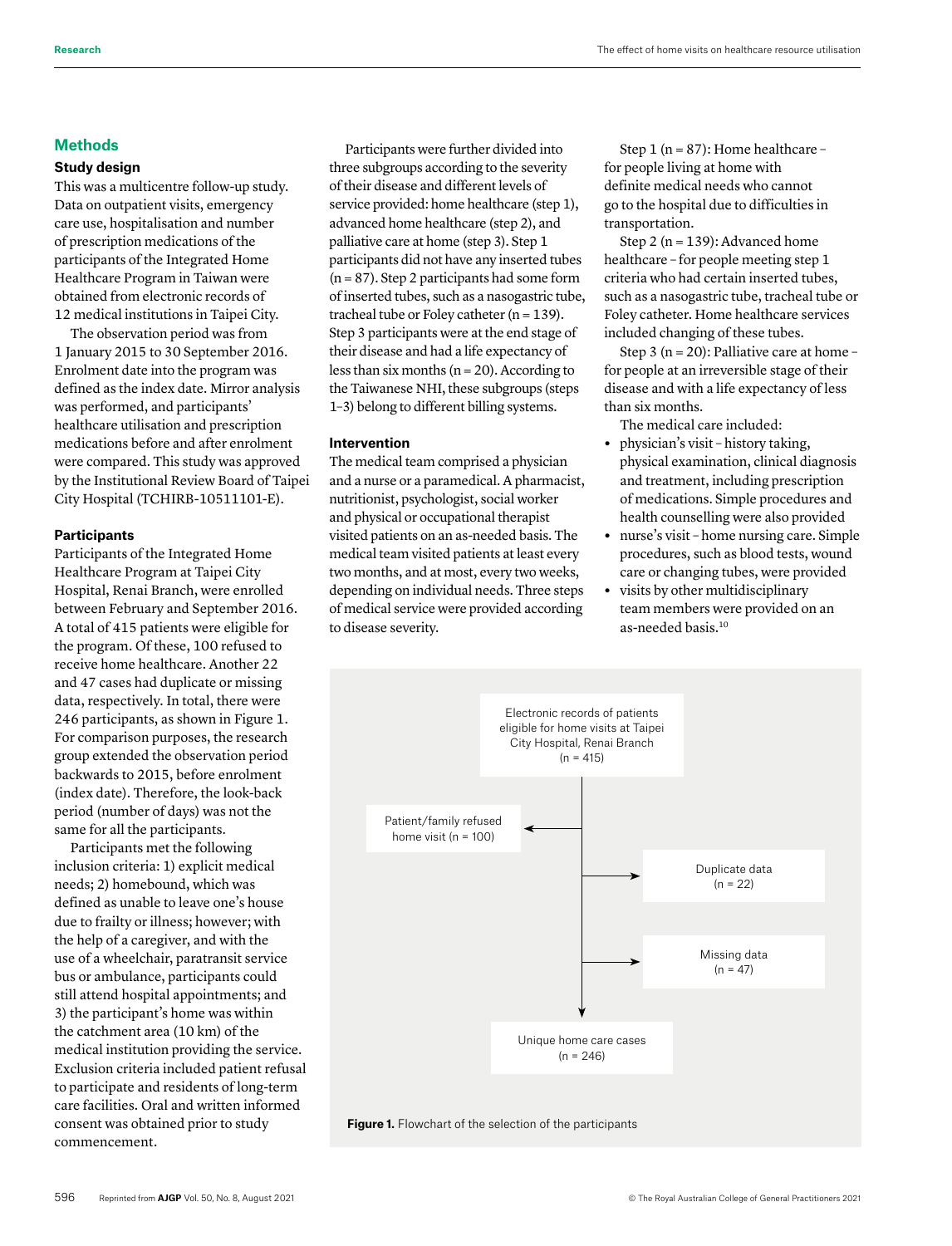## Methods

### Study design

This was a multicentre follow-up study. Data on outpatient visits, emergency care use, hospitalisation and number of prescription medications of the participants of the Integrated Home Healthcare Program in Taiwan were obtained from electronic records of 12 medical institutions in Taipei City.

The observation period was from 1 January 2015 to 30 September 2016. Enrolment date into the program was defined as the index date. Mirror analysis was performed, and participants' healthcare utilisation and prescription medications before and after enrolment were compared. This study was approved by the Institutional Review Board of Taipei City Hospital (TCHIRB-10511101-E).

### Participants

Participants of the Integrated Home Healthcare Program at Taipei City Hospital, Renai Branch, were enrolled between February and September 2016. A total of 415 patients were eligible for the program. Of these, 100 refused to receive home healthcare. Another 22 and 47 cases had duplicate or missing data, respectively. In total, there were 246 participants, as shown in Figure 1. For comparison purposes, the research group extended the observation period backwards to 2015, before enrolment (index date). Therefore, the look-back period (number of days) was not the same for all the participants.

Participants met the following inclusion criteria: 1) explicit medical needs; 2) homebound, which was defined as unable to leave one's house due to frailty or illness; however; with the help of a caregiver, and with the use of a wheelchair, paratransit service bus or ambulance, participants could still attend hospital appointments; and 3) the participant's home was within the catchment area (10 km) of the medical institution providing the service. Exclusion criteria included patient refusal to participate and residents of long-term care facilities. Oral and written informed consent was obtained prior to study commencement.

Participants were further divided into three subgroups according to the severity of their disease and different levels of service provided: home healthcare (step 1), advanced home healthcare (step 2), and palliative care at home (step 3). Step 1 participants did not have any inserted tubes (n = 87). Step 2 participants had some form of inserted tubes, such as a nasogastric tube, tracheal tube or Foley catheter (n = 139). Step 3 participants were at the end stage of their disease and had a life expectancy of less than six months (n = 20). According to the Taiwanese NHI, these subgroups (steps 1–3) belong to different billing systems.

### Intervention

The medical team comprised a physician and a nurse or a paramedical. A pharmacist, nutritionist, psychologist, social worker and physical or occupational therapist visited patients on an as-needed basis. The medical team visited patients at least every two months, and at most, every two weeks, depending on individual needs. Three steps of medical service were provided according to disease severity.

Step 1 (n = 87): Home healthcare – for people living at home with definite medical needs who cannot go to the hospital due to difficulties in transportation.

Step 2 (n = 139): Advanced home healthcare – for people meeting step 1 criteria who had certain inserted tubes, such as a nasogastric tube, tracheal tube or Foley catheter. Home healthcare services included changing of these tubes.

Step 3 (n = 20): Palliative care at home – for people at an irreversible stage of their disease and with a life expectancy of less than six months.

The medical care included:

- physician's visit – history taking, physical examination, clinical diagnosis and treatment, including prescription of medications. Simple procedures and health counselling were also provided
- nurse's visit – home nursing care. Simple procedures, such as blood tests, wound care or changing tubes, were provided
- visits by other multidisciplinary team members were provided on an as-needed basis.[10]

Electronic records of patients eligible for home visits at Taipei City Hospital, Renai Branch (n = 415)
→ Patient/family refused home visit (n = 100)
→ Duplicate data (n = 22)
→ Missing data (n = 47)
→ Unique home care cases (n = 246)

**Figure 1.** Flowchart of the selection of the participants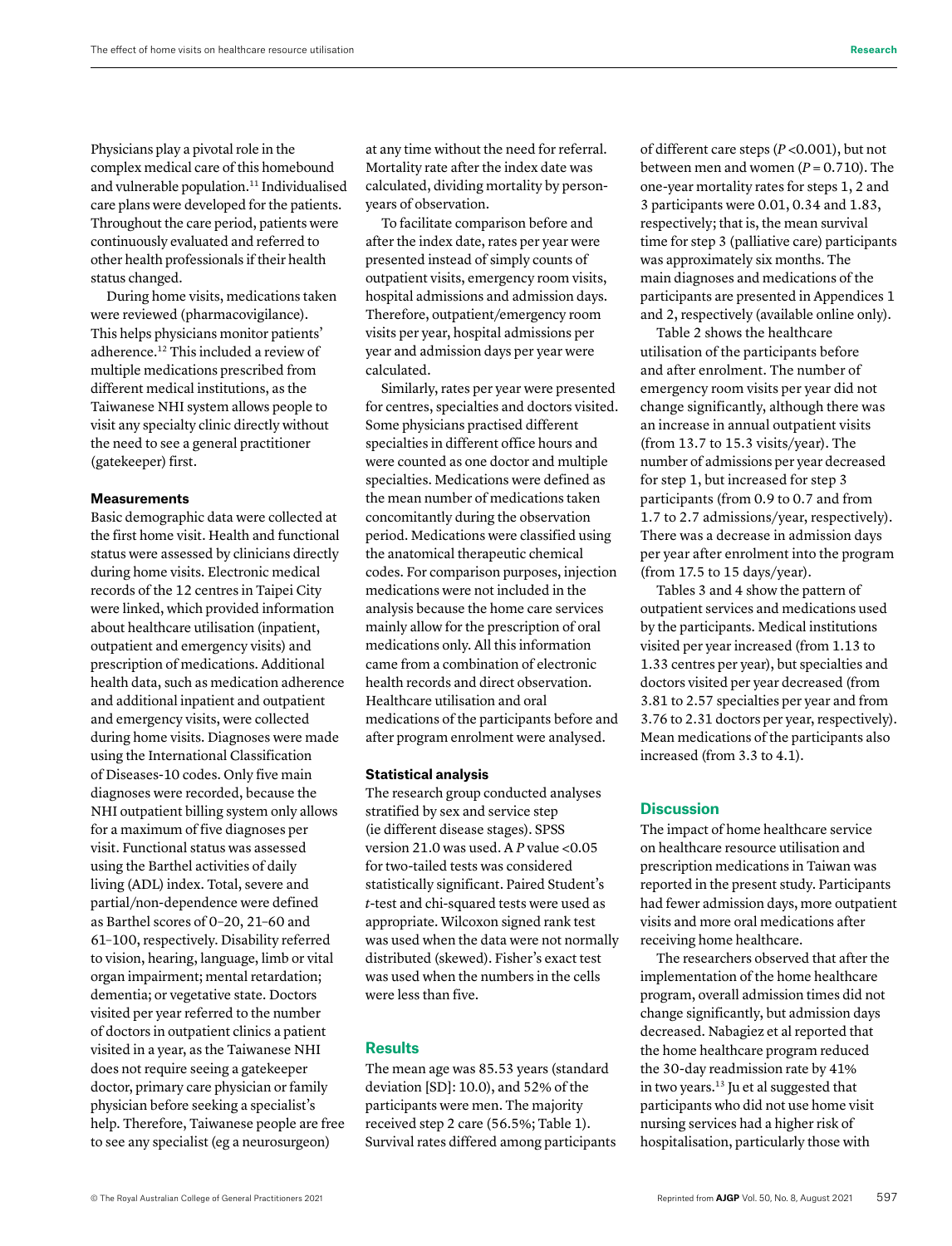Physicians play a pivotal role in the complex medical care of this homebound and vulnerable population.[11] Individualised care plans were developed for the patients. Throughout the care period, patients were continuously evaluated and referred to other health professionals if their health status changed.

During home visits, medications taken were reviewed (pharmacovigilance). This helps physicians monitor patients' adherence.[12] This included a review of multiple medications prescribed from different medical institutions, as the Taiwanese NHI system allows people to visit any specialty clinic directly without the need to see a general practitioner (gatekeeper) first.

### Measurements

Basic demographic data were collected at the first home visit. Health and functional status were assessed by clinicians directly during home visits. Electronic medical records of the 12 centres in Taipei City were linked, which provided information about healthcare utilisation (inpatient, outpatient and emergency visits) and prescription of medications. Additional health data, such as medication adherence and additional inpatient and outpatient and emergency visits, were collected during home visits. Diagnoses were made using the International Classification of Diseases-10 codes. Only five main diagnoses were recorded, because the NHI outpatient billing system only allows for a maximum of five diagnoses per visit. Functional status was assessed using the Barthel activities of daily living (ADL) index. Total, severe and partial/non-dependence were defined as Barthel scores of 0–20, 21–60 and 61–100, respectively. Disability referred to vision, hearing, language, limb or vital organ impairment; mental retardation; dementia; or vegetative state. Doctors visited per year referred to the number of doctors in outpatient clinics a patient visited in a year, as the Taiwanese NHI does not require seeing a gatekeeper doctor, primary care physician or family physician before seeking a specialist's help. Therefore, Taiwanese people are free to see any specialist (eg a neurosurgeon) at any time without the need for referral. Mortality rate after the index date was calculated, dividing mortality by person-years of observation.

To facilitate comparison before and after the index date, rates per year were presented instead of simply counts of outpatient visits, emergency room visits, hospital admissions and admission days. Therefore, outpatient/emergency room visits per year, hospital admissions per year and admission days per year were calculated.

Similarly, rates per year were presented for centres, specialties and doctors visited. Some physicians practised different specialties in different office hours and were counted as one doctor and multiple specialties. Medications were defined as the mean number of medications taken concomitantly during the observation period. Medications were classified using the anatomical therapeutic chemical codes. For comparison purposes, injection medications were not included in the analysis because the home care services mainly allow for the prescription of oral medications only. All this information came from a combination of electronic health records and direct observation. Healthcare utilisation and oral medications of the participants before and after program enrolment were analysed.

### Statistical analysis

The research group conducted analyses stratified by sex and service step (ie different disease stages). SPSS version 21.0 was used. A $P$ value <0.05 for two-tailed tests was considered statistically significant. Paired Student's $t$-test and chi-squared tests were used as appropriate. Wilcoxon signed rank test was used when the data were not normally distributed (skewed). Fisher's exact test was used when the numbers in the cells were less than five.

## Results

The mean age was 85.53 years (standard deviation [SD]: 10.0), and 52% of the participants were men. The majority received step 2 care (56.5%; Table 1). Survival rates differed among participants of different care steps ($P$ <0.001), but not between men and women ($P$ = 0.710). The one-year mortality rates for steps 1, 2 and 3 participants were 0.01, 0.34 and 1.83, respectively; that is, the mean survival time for step 3 (palliative care) participants was approximately six months. The main diagnoses and medications of the participants are presented in Appendices 1 and 2, respectively (available online only).

Table 2 shows the healthcare utilisation of the participants before and after enrolment. The number of emergency room visits per year did not change significantly, although there was an increase in annual outpatient visits (from 13.7 to 15.3 visits/year). The number of admissions per year decreased for step 1, but increased for step 3 participants (from 0.9 to 0.7 and from 1.7 to 2.7 admissions/year, respectively). There was a decrease in admission days per year after enrolment into the program (from 17.5 to 15 days/year).

Tables 3 and 4 show the pattern of outpatient services and medications used by the participants. Medical institutions visited per year increased (from 1.13 to 1.33 centres per year), but specialties and doctors visited per year decreased (from 3.81 to 2.57 specialties per year and from 3.76 to 2.31 doctors per year, respectively). Mean medications of the participants also increased (from 3.3 to 4.1).

## Discussion

The impact of home healthcare service on healthcare resource utilisation and prescription medications in Taiwan was reported in the present study. Participants had fewer admission days, more outpatient visits and more oral medications after receiving home healthcare.

The researchers observed that after the implementation of the home healthcare program, overall admission times did not change significantly, but admission days decreased. Nabagiez et al reported that the home healthcare program reduced the 30-day readmission rate by 41% in two years.[13] Ju et al suggested that participants who did not use home visit nursing services had a higher risk of hospitalisation, particularly those with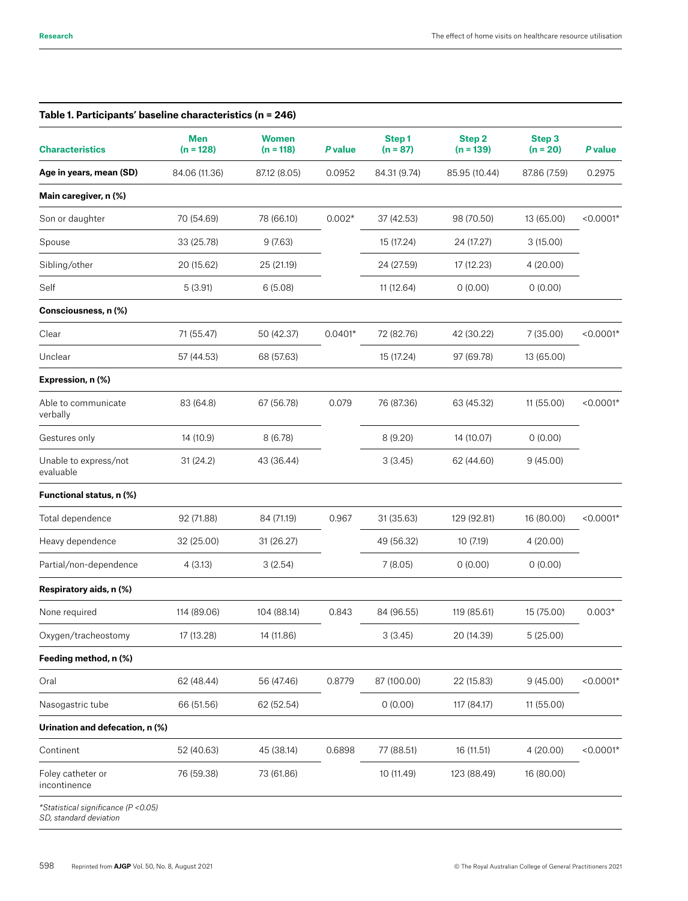**Table 1. Participants' baseline characteristics (n = 246)**

| Characteristics | Men (n = 128) | Women (n = 118) | *P* value | Step 1 (n = 87) | Step 2 (n = 139) | Step 3 (n = 20) | *P* value |
|---|---|---|---|---|---|---|---|
| **Age in years, mean (SD)** | 84.06 (11.36) | 87.12 (8.05) | 0.0952 | 84.31 (9.74) | 85.95 (10.44) | 87.86 (7.59) | 0.2975 |
| **Main caregiver, n (%)** | | | | | | | |
| Son or daughter | 70 (54.69) | 78 (66.10) | 0.002* | 37 (42.53) | 98 (70.50) | 13 (65.00) | <0.0001* |
| Spouse | 33 (25.78) | 9 (7.63) | | 15 (17.24) | 24 (17.27) | 3 (15.00) | |
| Sibling/other | 20 (15.62) | 25 (21.19) | | 24 (27.59) | 17 (12.23) | 4 (20.00) | |
| Self | 5 (3.91) | 6 (5.08) | | 11 (12.64) | 0 (0.00) | 0 (0.00) | |
| **Consciousness, n (%)** | | | | | | | |
| Clear | 71 (55.47) | 50 (42.37) | 0.0401* | 72 (82.76) | 42 (30.22) | 7 (35.00) | <0.0001* |
| Unclear | 57 (44.53) | 68 (57.63) | | 15 (17.24) | 97 (69.78) | 13 (65.00) | |
| **Expression, n (%)** | | | | | | | |
| Able to communicate verbally | 83 (64.8) | 67 (56.78) | 0.079 | 76 (87.36) | 63 (45.32) | 11 (55.00) | <0.0001* |
| Gestures only | 14 (10.9) | 8 (6.78) | | 8 (9.20) | 14 (10.07) | 0 (0.00) | |
| Unable to express/not evaluable | 31 (24.2) | 43 (36.44) | | 3 (3.45) | 62 (44.60) | 9 (45.00) | |
| **Functional status, n (%)** | | | | | | | |
| Total dependence | 92 (71.88) | 84 (71.19) | 0.967 | 31 (35.63) | 129 (92.81) | 16 (80.00) | <0.0001* |
| Heavy dependence | 32 (25.00) | 31 (26.27) | | 49 (56.32) | 10 (7.19) | 4 (20.00) | |
| Partial/non-dependence | 4 (3.13) | 3 (2.54) | | 7 (8.05) | 0 (0.00) | 0 (0.00) | |
| **Respiratory aids, n (%)** | | | | | | | |
| None required | 114 (89.06) | 104 (88.14) | 0.843 | 84 (96.55) | 119 (85.61) | 15 (75.00) | 0.003* |
| Oxygen/tracheostomy | 17 (13.28) | 14 (11.86) | | 3 (3.45) | 20 (14.39) | 5 (25.00) | |
| **Feeding method, n (%)** | | | | | | | |
| Oral | 62 (48.44) | 56 (47.46) | 0.8779 | 87 (100.00) | 22 (15.83) | 9 (45.00) | <0.0001* |
| Nasogastric tube | 66 (51.56) | 62 (52.54) | | 0 (0.00) | 117 (84.17) | 11 (55.00) | |
| **Urination and defecation, n (%)** | | | | | | | |
| Continent | 52 (40.63) | 45 (38.14) | 0.6898 | 77 (88.51) | 16 (11.51) | 4 (20.00) | <0.0001* |
| Foley catheter or incontinence | 76 (59.38) | 73 (61.86) | | 10 (11.49) | 123 (88.49) | 16 (80.00) | |

*\*Statistical significance (P <0.05)*
*SD, standard deviation*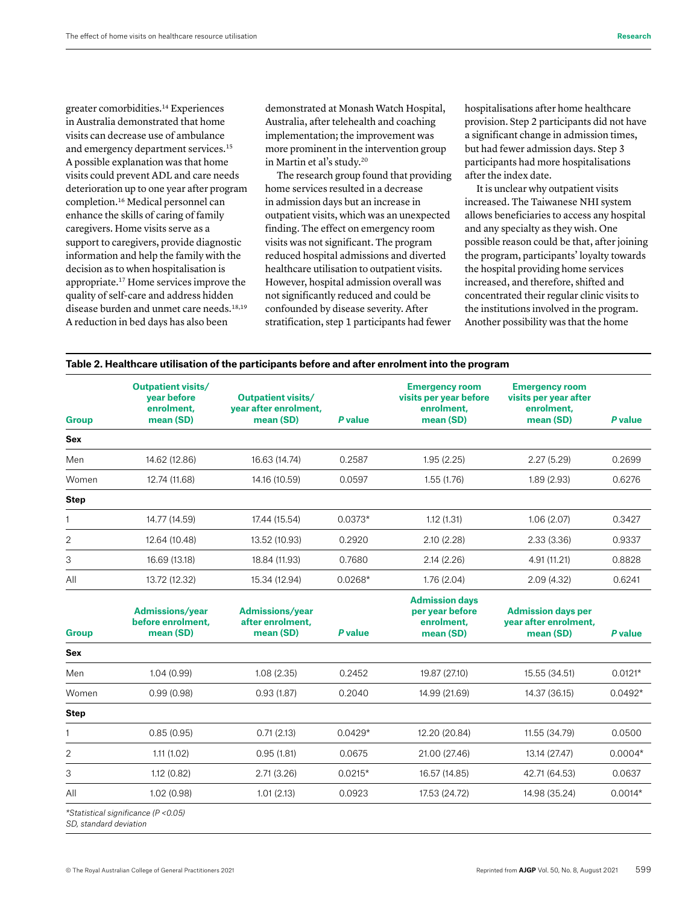greater comorbidities.[14] Experiences in Australia demonstrated that home visits can decrease use of ambulance and emergency department services.[15] A possible explanation was that home visits could prevent ADL and care needs deterioration up to one year after program completion.[16] Medical personnel can enhance the skills of caring of family caregivers. Home visits serve as a support to caregivers, provide diagnostic information and help the family with the decision as to when hospitalisation is appropriate.[17] Home services improve the quality of self-care and address hidden disease burden and unmet care needs.[18,19] A reduction in bed days has also been demonstrated at Monash Watch Hospital, Australia, after telehealth and coaching implementation; the improvement was more prominent in the intervention group in Martin et al's study.[20]

The research group found that providing home services resulted in a decrease in admission days but an increase in outpatient visits, which was an unexpected finding. The effect on emergency room visits was not significant. The program reduced hospital admissions and diverted healthcare utilisation to outpatient visits. However, hospital admission overall was not significantly reduced and could be confounded by disease severity. After stratification, step 1 participants had fewer hospitalisations after home healthcare provision. Step 2 participants did not have a significant change in admission times, but had fewer admission days. Step 3 participants had more hospitalisations after the index date.

It is unclear why outpatient visits increased. The Taiwanese NHI system allows beneficiaries to access any hospital and any specialty as they wish. One possible reason could be that, after joining the program, participants' loyalty towards the hospital providing home services increased, and therefore, shifted and concentrated their regular clinic visits to the institutions involved in the program. Another possibility was that the home

**Table 2. Healthcare utilisation of the participants before and after enrolment into the program**

| Group | Outpatient visits/ year before enrolment, mean (SD) | Outpatient visits/ year after enrolment, mean (SD) | *P* value | Emergency room visits per year before enrolment, mean (SD) | Emergency room visits per year after enrolment, mean (SD) | *P* value |
|---|---|---|---|---|---|---|
| **Sex** | | | | | | |
| Men | 14.62 (12.86) | 16.63 (14.74) | 0.2587 | 1.95 (2.25) | 2.27 (5.29) | 0.2699 |
| Women | 12.74 (11.68) | 14.16 (10.59) | 0.0597 | 1.55 (1.76) | 1.89 (2.93) | 0.6276 |
| **Step** | | | | | | |
| 1 | 14.77 (14.59) | 17.44 (15.54) | 0.0373* | 1.12 (1.31) | 1.06 (2.07) | 0.3427 |
| 2 | 12.64 (10.48) | 13.52 (10.93) | 0.2920 | 2.10 (2.28) | 2.33 (3.36) | 0.9337 |
| 3 | 16.69 (13.18) | 18.84 (11.93) | 0.7680 | 2.14 (2.26) | 4.91 (11.21) | 0.8828 |
| All | 13.72 (12.32) | 15.34 (12.94) | 0.0268* | 1.76 (2.04) | 2.09 (4.32) | 0.6241 |
| **Group** | **Admissions/year before enrolment, mean (SD)** | **Admissions/year after enrolment, mean (SD)** | ***P* value** | **Admission days per year before enrolment, mean (SD)** | **Admission days per year after enrolment, mean (SD)** | ***P* value** |
| **Sex** | | | | | | |
| Men | 1.04 (0.99) | 1.08 (2.35) | 0.2452 | 19.87 (27.10) | 15.55 (34.51) | 0.0121* |
| Women | 0.99 (0.98) | 0.93 (1.87) | 0.2040 | 14.99 (21.69) | 14.37 (36.15) | 0.0492* |
| **Step** | | | | | | |
| 1 | 0.85 (0.95) | 0.71 (2.13) | 0.0429* | 12.20 (20.84) | 11.55 (34.79) | 0.0500 |
| 2 | 1.11 (1.02) | 0.95 (1.81) | 0.0675 | 21.00 (27.46) | 13.14 (27.47) | 0.0004* |
| 3 | 1.12 (0.82) | 2.71 (3.26) | 0.0215* | 16.57 (14.85) | 42.71 (64.53) | 0.0637 |
| All | 1.02 (0.98) | 1.01 (2.13) | 0.0923 | 17.53 (24.72) | 14.98 (35.24) | 0.0014* |

*Statistical significance (P <0.05)
SD, standard deviation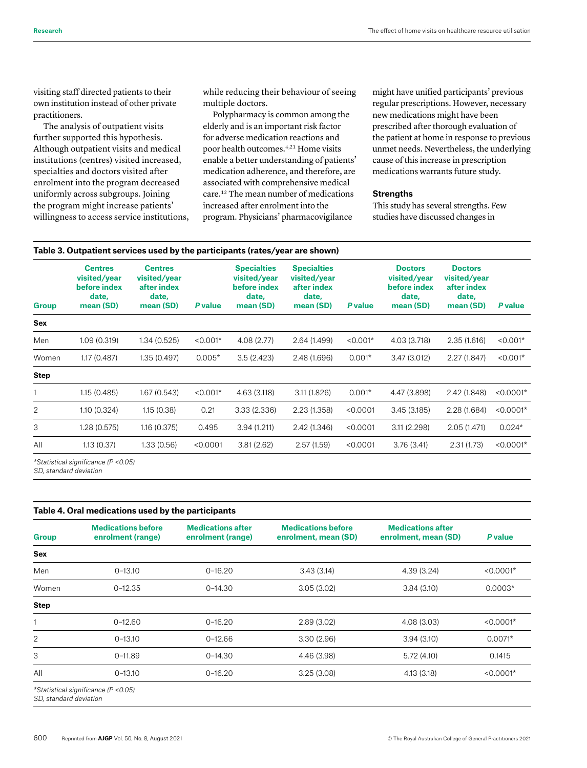visiting staff directed patients to their own institution instead of other private practitioners.

The analysis of outpatient visits further supported this hypothesis. Although outpatient visits and medical institutions (centres) visited increased, specialties and doctors visited after enrolment into the program decreased uniformly across subgroups. Joining the program might increase patients' willingness to access service institutions, while reducing their behaviour of seeing multiple doctors.

Polypharmacy is common among the elderly and is an important risk factor for adverse medication reactions and poor health outcomes.[4,21] Home visits enable a better understanding of patients' medication adherence, and therefore, are associated with comprehensive medical care.[12] The mean number of medications increased after enrolment into the program. Physicians' pharmacovigilance might have unified participants' previous regular prescriptions. However, necessary new medications might have been prescribed after thorough evaluation of the patient at home in response to previous unmet needs. Nevertheless, the underlying cause of this increase in prescription medications warrants future study.

### Strengths

This study has several strengths. Few studies have discussed changes in

**Table 3. Outpatient services used by the participants (rates/year are shown)**

| Group | Centres visited/year before index date, mean (SD) | Centres visited/year after index date, mean (SD) | P value | Specialties visited/year before index date, mean (SD) | Specialties visited/year after index date, mean (SD) | P value | Doctors visited/year before index date, mean (SD) | Doctors visited/year after index date, mean (SD) | P value |
|---|---|---|---|---|---|---|---|---|---|
| **Sex** | | | | | | | | | |
| Men | 1.09 (0.319) | 1.34 (0.525) | <0.001* | 4.08 (2.77) | 2.64 (1.499) | <0.001* | 4.03 (3.718) | 2.35 (1.616) | <0.001* |
| Women | 1.17 (0.487) | 1.35 (0.497) | 0.005* | 3.5 (2.423) | 2.48 (1.696) | 0.001* | 3.47 (3.012) | 2.27 (1.847) | <0.001* |
| **Step** | | | | | | | | | |
| 1 | 1.15 (0.485) | 1.67 (0.543) | <0.001* | 4.63 (3.118) | 3.11 (1.826) | 0.001* | 4.47 (3.898) | 2.42 (1.848) | <0.0001* |
| 2 | 1.10 (0.324) | 1.15 (0.38) | 0.21 | 3.33 (2.336) | 2.23 (1.358) | <0.0001 | 3.45 (3.185) | 2.28 (1.684) | <0.0001* |
| 3 | 1.28 (0.575) | 1.16 (0.375) | 0.495 | 3.94 (1.211) | 2.42 (1.346) | <0.0001 | 3.11 (2.298) | 2.05 (1.471) | 0.024* |
| All | 1.13 (0.37) | 1.33 (0.56) | <0.0001 | 3.81 (2.62) | 2.57 (1.59) | <0.0001 | 3.76 (3.41) | 2.31 (1.73) | <0.0001* |

*Statistical significance (P <0.05)*
*SD, standard deviation*

**Table 4. Oral medications used by the participants**

| Group | Medications before enrolment (range) | Medications after enrolment (range) | Medications before enrolment, mean (SD) | Medications after enrolment, mean (SD) | P value |
|---|---|---|---|---|---|
| **Sex** | | | | | |
| Men | 0–13.10 | 0–16.20 | 3.43 (3.14) | 4.39 (3.24) | <0.0001* |
| Women | 0–12.35 | 0–14.30 | 3.05 (3.02) | 3.84 (3.10) | 0.0003* |
| **Step** | | | | | |
| 1 | 0–12.60 | 0–16.20 | 2.89 (3.02) | 4.08 (3.03) | <0.0001* |
| 2 | 0–13.10 | 0–12.66 | 3.30 (2.96) | 3.94 (3.10) | 0.0071* |
| 3 | 0–11.89 | 0–14.30 | 4.46 (3.98) | 5.72 (4.10) | 0.1415 |
| All | 0–13.10 | 0–16.20 | 3.25 (3.08) | 4.13 (3.18) | <0.0001* |

*Statistical significance (P <0.05)*
*SD, standard deviation*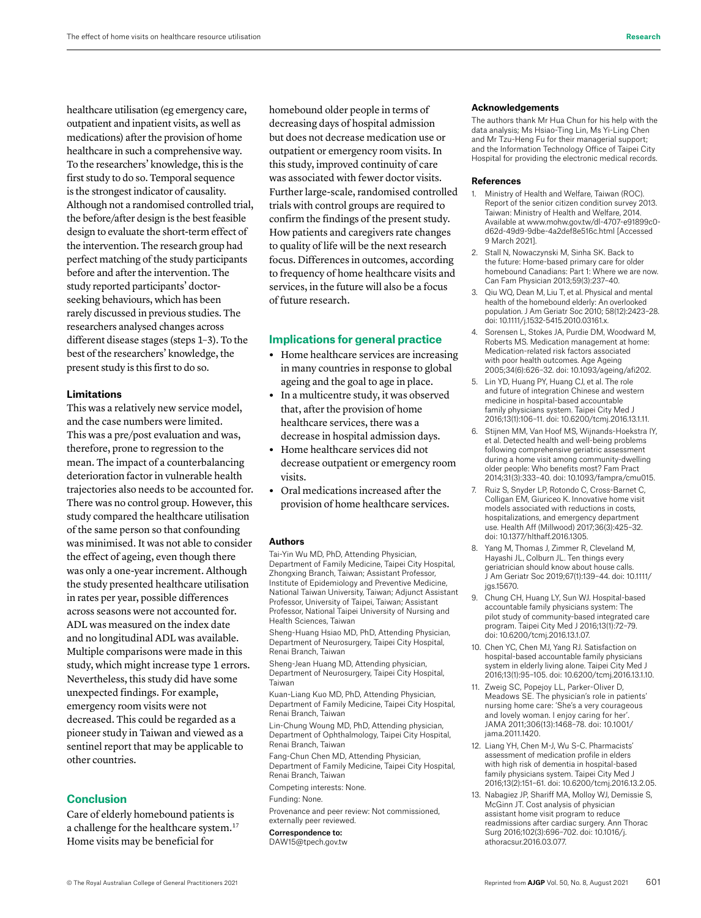healthcare utilisation (eg emergency care, outpatient and inpatient visits, as well as medications) after the provision of home healthcare in such a comprehensive way. To the researchers' knowledge, this is the first study to do so. Temporal sequence is the strongest indicator of causality. Although not a randomised controlled trial, the before/after design is the best feasible design to evaluate the short-term effect of the intervention. The research group had perfect matching of the study participants before and after the intervention. The study reported participants' doctor-seeking behaviours, which has been rarely discussed in previous studies. The researchers analysed changes across different disease stages (steps 1–3). To the best of the researchers' knowledge, the present study is this first to do so.

### Limitations

This was a relatively new service model, and the case numbers were limited. This was a pre/post evaluation and was, therefore, prone to regression to the mean. The impact of a counterbalancing deterioration factor in vulnerable health trajectories also needs to be accounted for. There was no control group. However, this study compared the healthcare utilisation of the same person so that confounding was minimised. It was not able to consider the effect of ageing, even though there was only a one-year increment. Although the study presented healthcare utilisation in rates per year, possible differences across seasons were not accounted for. ADL was measured on the index date and no longitudinal ADL was available. Multiple comparisons were made in this study, which might increase type 1 errors. Nevertheless, this study did have some unexpected findings. For example, emergency room visits were not decreased. This could be regarded as a pioneer study in Taiwan and viewed as a sentinel report that may be applicable to other countries.

## Conclusion

Care of elderly homebound patients is a challenge for the healthcare system.[17] Home visits may be beneficial for homebound older people in terms of decreasing days of hospital admission but does not decrease medication use or outpatient or emergency room visits. In this study, improved continuity of care was associated with fewer doctor visits. Further large-scale, randomised controlled trials with control groups are required to confirm the findings of the present study. How patients and caregivers rate changes to quality of life will be the next research focus. Differences in outcomes, according to frequency of home healthcare visits and services, in the future will also be a focus of future research.

## Implications for general practice

- Home healthcare services are increasing in many countries in response to global ageing and the goal to age in place.
- In a multicentre study, it was observed that, after the provision of home healthcare services, there was a decrease in hospital admission days.
- Home healthcare services did not decrease outpatient or emergency room visits.
- Oral medications increased after the provision of home healthcare services.

### Authors

Tai-Yin Wu MD, PhD, Attending Physician, Department of Family Medicine, Taipei City Hospital, Zhongxing Branch, Taiwan; Assistant Professor, Institute of Epidemiology and Preventive Medicine, National Taiwan University, Taiwan; Adjunct Assistant Professor, University of Taipei, Taiwan; Assistant Professor, National Taipei University of Nursing and Health Sciences, Taiwan

Sheng-Huang Hsiao MD, PhD, Attending Physician, Department of Neurosurgery, Taipei City Hospital, Renai Branch, Taiwan

Sheng-Jean Huang MD, Attending physician, Department of Neurosurgery, Taipei City Hospital, Taiwan

Kuan-Liang Kuo MD, PhD, Attending Physician, Department of Family Medicine, Taipei City Hospital, Renai Branch, Taiwan

Lin-Chung Woung MD, PhD, Attending physician, Department of Ophthalmology, Taipei City Hospital, Renai Branch, Taiwan

Fang-Chun Chen MD, Attending Physician, Department of Family Medicine, Taipei City Hospital, Renai Branch, Taiwan

Competing interests: None.

Funding: None.

Provenance and peer review: Not commissioned, externally peer reviewed.

**Correspondence to:**
DAW15@tpech.gov.tw

### Acknowledgements

The authors thank Mr Hua Chun for his help with the data analysis; Ms Hsiao-Ting Lin, Ms Yi-Ling Chen and Mr Tzu-Heng Fu for their managerial support; and the Information Technology Office of Taipei City Hospital for providing the electronic medical records.

### References

1. Ministry of Health and Welfare, Taiwan (ROC). Report of the senior citizen condition survey 2013. Taiwan: Ministry of Health and Welfare, 2014. Available at www.mohw.gov.tw/dl-4707-e91899c0-d62d-49d9-9dbe-4a2def8e516c.html [Accessed 9 March 2021].
2. Stall N, Nowaczynski M, Sinha SK. Back to the future: Home-based primary care for older homebound Canadians: Part 1: Where we are now. Can Fam Physician 2013;59(3):237–40.
3. Qiu WQ, Dean M, Liu T, et al. Physical and mental health of the homebound elderly: An overlooked population. J Am Geriatr Soc 2010; 58(12):2423–28. doi: 10.1111/j.1532-5415.2010.03161.x.
4. Sorensen L, Stokes JA, Purdie DM, Woodward M, Roberts MS. Medication management at home: Medication-related risk factors associated with poor health outcomes. Age Ageing 2005;34(6):626–32. doi: 10.1093/ageing/afi202.
5. Lin YD, Huang PY, Huang CJ, et al. The role and future of integration Chinese and western medicine in hospital-based accountable family physicians system. Taipei City Med J 2016;13(1):106–11. doi: 10.6200/tcmj.2016.13.1.11.
6. Stijnen MM, Van Hoof MS, Wijnands-Hoekstra IY, et al. Detected health and well-being problems following comprehensive geriatric assessment during a home visit among community-dwelling older people: Who benefits most? Fam Pract 2014;31(3):333–40. doi: 10.1093/fampra/cmu015.
7. Ruiz S, Snyder LP, Rotondo C, Cross-Barnet C, Colligan EM, Giuriceo K. Innovative home visit models associated with reductions in costs, hospitalizations, and emergency department use. Health Aff (Millwood) 2017;36(3):425–32. doi: 10.1377/hlthaff.2016.1305.
8. Yang M, Thomas J, Zimmer R, Cleveland M, Hayashi JL, Colburn JL. Ten things every geriatrician should know about house calls. J Am Geriatr Soc 2019;67(1):139–44. doi: 10.1111/jgs.15670.
9. Chung CH, Huang LY, Sun WJ. Hospital-based accountable family physicians system: The pilot study of community-based integrated care program. Taipei City Med J 2016;13(1):72–79. doi: 10.6200/tcmj.2016.13.1.07.
10. Chen YC, Chen MJ, Yang RJ. Satisfaction on hospital-based accountable family physicians system in elderly living alone. Taipei City Med J 2016;13(1):95–105. doi: 10.6200/tcmj.2016.13.1.10.
11. Zweig SC, Popejoy LL, Parker-Oliver D, Meadows SE. The physician's role in patients' nursing home care: 'She's a very courageous and lovely woman. I enjoy caring for her'. JAMA 2011;306(13):1468–78. doi: 10.1001/jama.2011.1420.
12. Liang YH, Chen M-J, Wu S-C. Pharmacists' assessment of medication profile in elders with high risk of dementia in hospital-based family physicians system. Taipei City Med J 2016;13(2):151–61. doi: 10.6200/tcmj.2016.13.2.05.
13. Nabagiez JP, Shariff MA, Molloy WJ, Demissie S, McGinn JT. Cost analysis of physician assistant home visit program to reduce readmissions after cardiac surgery. Ann Thorac Surg 2016;102(3):696–702. doi: 10.1016/j.athoracsur.2016.03.077.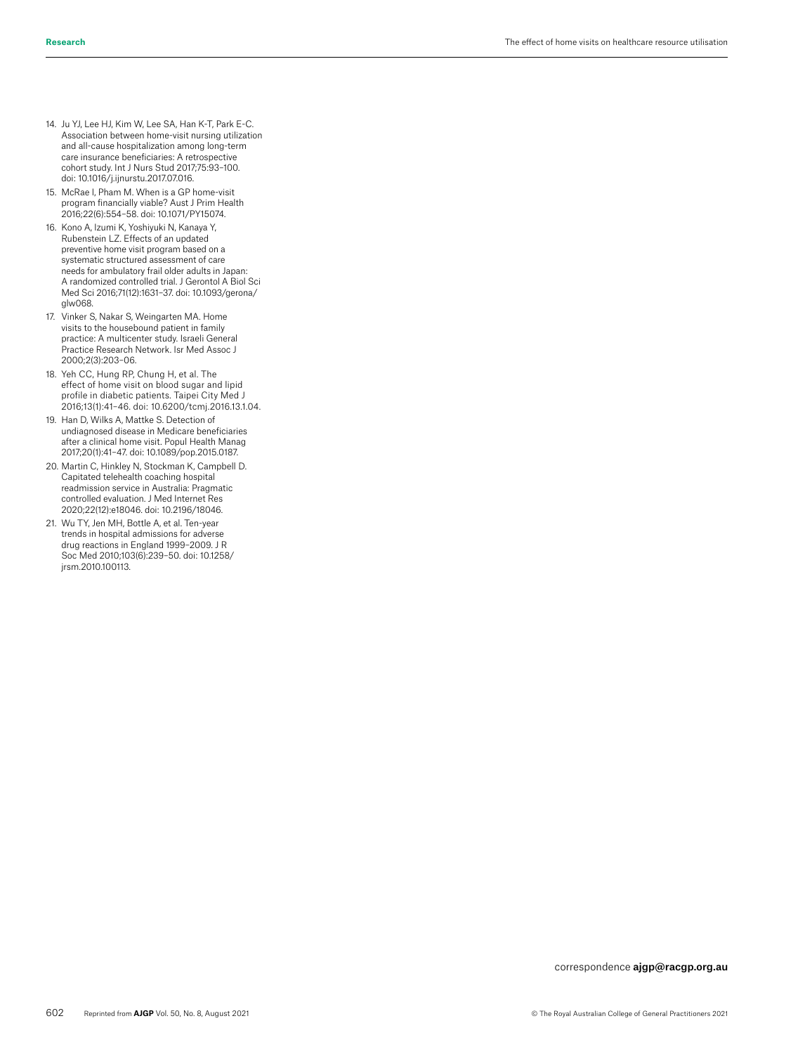14. Ju YJ, Lee HJ, Kim W, Lee SA, Han K-T, Park E-C. Association between home-visit nursing utilization and all-cause hospitalization among long-term care insurance beneficiaries: A retrospective cohort study. Int J Nurs Stud 2017;75:93–100. doi: 10.1016/j.ijnurstu.2017.07.016.
15. McRae I, Pham M. When is a GP home-visit program financially viable? Aust J Prim Health 2016;22(6):554–58. doi: 10.1071/PY15074.
16. Kono A, Izumi K, Yoshiyuki N, Kanaya Y, Rubenstein LZ. Effects of an updated preventive home visit program based on a systematic structured assessment of care needs for ambulatory frail older adults in Japan: A randomized controlled trial. J Gerontol A Biol Sci Med Sci 2016;71(12):1631–37. doi: 10.1093/gerona/glw068.
17. Vinker S, Nakar S, Weingarten MA. Home visits to the housebound patient in family practice: A multicenter study. Israeli General Practice Research Network. Isr Med Assoc J 2000;2(3):203–06.
18. Yeh CC, Hung RP, Chung H, et al. The effect of home visit on blood sugar and lipid profile in diabetic patients. Taipei City Med J 2016;13(1):41–46. doi: 10.6200/tcmj.2016.13.1.04.
19. Han D, Wilks A, Mattke S. Detection of undiagnosed disease in Medicare beneficiaries after a clinical home visit. Popul Health Manag 2017;20(1):41–47. doi: 10.1089/pop.2015.0187.
20. Martin C, Hinkley N, Stockman K, Campbell D. Capitated telehealth coaching hospital readmission service in Australia: Pragmatic controlled evaluation. J Med Internet Res 2020;22(12):e18046. doi: 10.2196/18046.
21. Wu TY, Jen MH, Bottle A, et al. Ten-year trends in hospital admissions for adverse drug reactions in England 1999–2009. J R Soc Med 2010;103(6):239–50. doi: 10.1258/jrsm.2010.100113.

correspondence **ajgp@racgp.org.au**